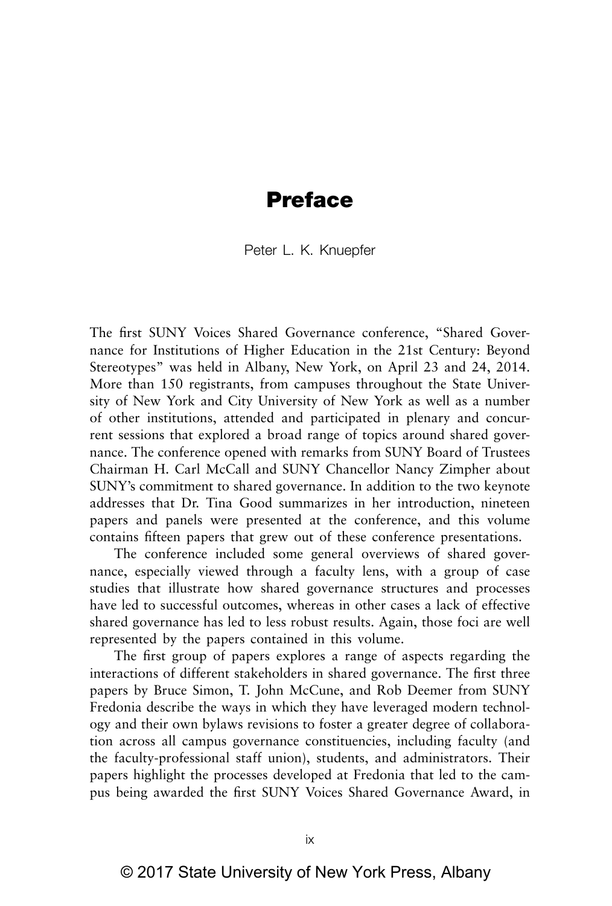# Preface

Peter L. K. Knuepfer

The first SUNY Voices Shared Governance conference, "Shared Governance for Institutions of Higher Education in the 21st Century: Beyond Stereotypes" was held in Albany, New York, on April 23 and 24, 2014. More than 150 registrants, from campuses throughout the State University of New York and City University of New York as well as a number of other institutions, attended and participated in plenary and concurrent sessions that explored a broad range of topics around shared governance. The conference opened with remarks from SUNY Board of Trustees Chairman H. Carl McCall and SUNY Chancellor Nancy Zimpher about SUNY's commitment to shared governance. In addition to the two keynote addresses that Dr. Tina Good summarizes in her introduction, nineteen papers and panels were presented at the conference, and this volume contains fifteen papers that grew out of these conference presentations.

The conference included some general overviews of shared governance, especially viewed through a faculty lens, with a group of case studies that illustrate how shared governance structures and processes have led to successful outcomes, whereas in other cases a lack of effective shared governance has led to less robust results. Again, those foci are well represented by the papers contained in this volume.

The first group of papers explores a range of aspects regarding the interactions of different stakeholders in shared governance. The first three papers by Bruce Simon, T. John McCune, and Rob Deemer from SUNY Fredonia describe the ways in which they have leveraged modern technology and their own bylaws revisions to foster a greater degree of collaboration across all campus governance constituencies, including faculty (and the faculty-professional staff union), students, and administrators. Their papers highlight the processes developed at Fredonia that led to the campus being awarded the first SUNY Voices Shared Governance Award, in

© 2017 State University of New York Press, Albany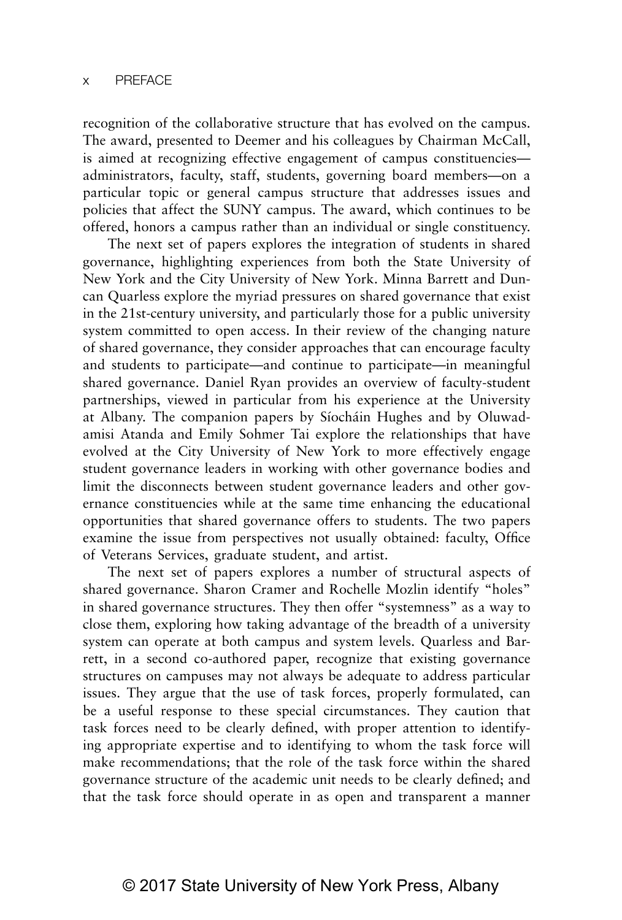recognition of the collaborative structure that has evolved on the campus. The award, presented to Deemer and his colleagues by Chairman McCall, is aimed at recognizing effective engagement of campus constituencies—administrators, faculty, staff, students, governing board members—on a particular topic or general campus structure that addresses issues and policies that affect the SUNY campus. The award, which continues to be offered, honors a campus rather than an individual or single constituency.

The next set of papers explores the integration of students in shared governance, highlighting experiences from both the State University of New York and the City University of New York. Minna Barrett and Duncan Quarless explore the myriad pressures on shared governance that exist in the 21st-century university, and particularly those for a public university system committed to open access. In their review of the changing nature of shared governance, they consider approaches that can encourage faculty and students to participate—and continue to participate—in meaningful shared governance. Daniel Ryan provides an overview of faculty-student partnerships, viewed in particular from his experience at the University at Albany. The companion papers by Síocháin Hughes and by Oluwadamisi Atanda and Emily Sohmer Tai explore the relationships that have evolved at the City University of New York to more effectively engage student governance leaders in working with other governance bodies and limit the disconnects between student governance leaders and other governance constituencies while at the same time enhancing the educational opportunities that shared governance offers to students. The two papers examine the issue from perspectives not usually obtained: faculty, Office of Veterans Services, graduate student, and artist.

The next set of papers explores a number of structural aspects of shared governance. Sharon Cramer and Rochelle Mozlin identify "holes" in shared governance structures. They then offer "systemness" as a way to close them, exploring how taking advantage of the breadth of a university system can operate at both campus and system levels. Quarless and Barrett, in a second co-authored paper, recognize that existing governance structures on campuses may not always be adequate to address particular issues. They argue that the use of task forces, properly formulated, can be a useful response to these special circumstances. They caution that task forces need to be clearly defined, with proper attention to identifying appropriate expertise and to identifying to whom the task force will make recommendations; that the role of the task force within the shared governance structure of the academic unit needs to be clearly defined; and that the task force should operate in as open and transparent a manner

© 2017 State University of New York Press, Albany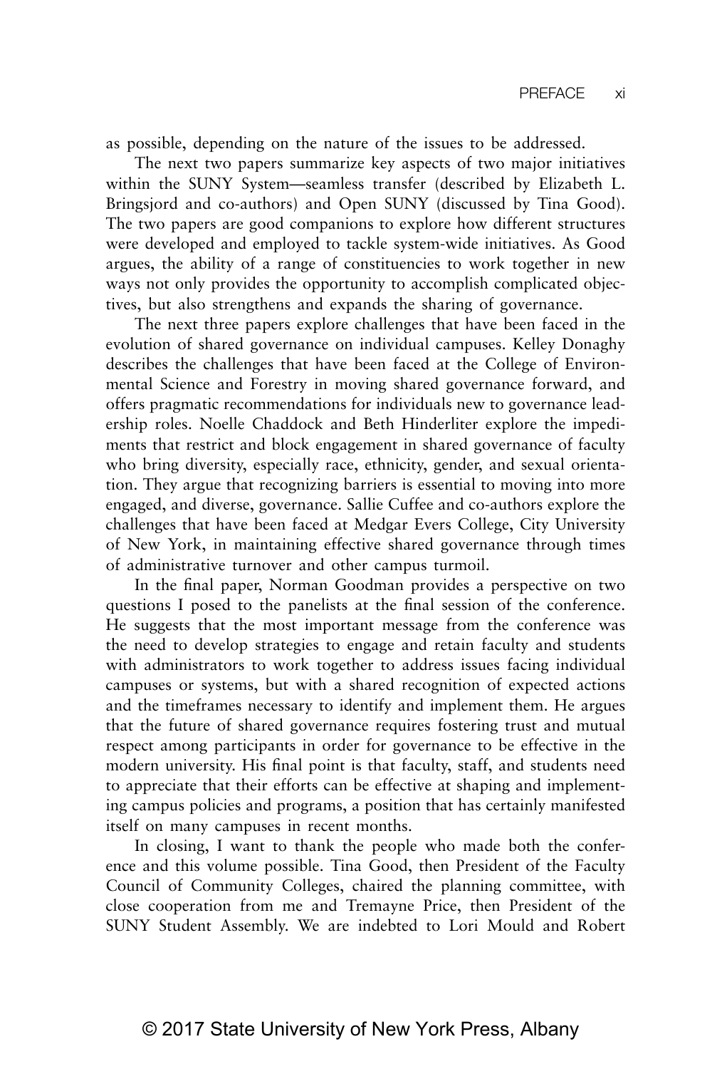as possible, depending on the nature of the issues to be addressed.

The next two papers summarize key aspects of two major initiatives within the SUNY System—seamless transfer (described by Elizabeth L. Bringsjord and co-authors) and Open SUNY (discussed by Tina Good). The two papers are good companions to explore how different structures were developed and employed to tackle system-wide initiatives. As Good argues, the ability of a range of constituencies to work together in new ways not only provides the opportunity to accomplish complicated objectives, but also strengthens and expands the sharing of governance.

The next three papers explore challenges that have been faced in the evolution of shared governance on individual campuses. Kelley Donaghy describes the challenges that have been faced at the College of Environmental Science and Forestry in moving shared governance forward, and offers pragmatic recommendations for individuals new to governance leadership roles. Noelle Chaddock and Beth Hinderliter explore the impediments that restrict and block engagement in shared governance of faculty who bring diversity, especially race, ethnicity, gender, and sexual orientation. They argue that recognizing barriers is essential to moving into more engaged, and diverse, governance. Sallie Cuffee and co-authors explore the challenges that have been faced at Medgar Evers College, City University of New York, in maintaining effective shared governance through times of administrative turnover and other campus turmoil.

In the final paper, Norman Goodman provides a perspective on two questions I posed to the panelists at the final session of the conference. He suggests that the most important message from the conference was the need to develop strategies to engage and retain faculty and students with administrators to work together to address issues facing individual campuses or systems, but with a shared recognition of expected actions and the timeframes necessary to identify and implement them. He argues that the future of shared governance requires fostering trust and mutual respect among participants in order for governance to be effective in the modern university. His final point is that faculty, staff, and students need to appreciate that their efforts can be effective at shaping and implementing campus policies and programs, a position that has certainly manifested itself on many campuses in recent months.

In closing, I want to thank the people who made both the conference and this volume possible. Tina Good, then President of the Faculty Council of Community Colleges, chaired the planning committee, with close cooperation from me and Tremayne Price, then President of the SUNY Student Assembly. We are indebted to Lori Mould and Robert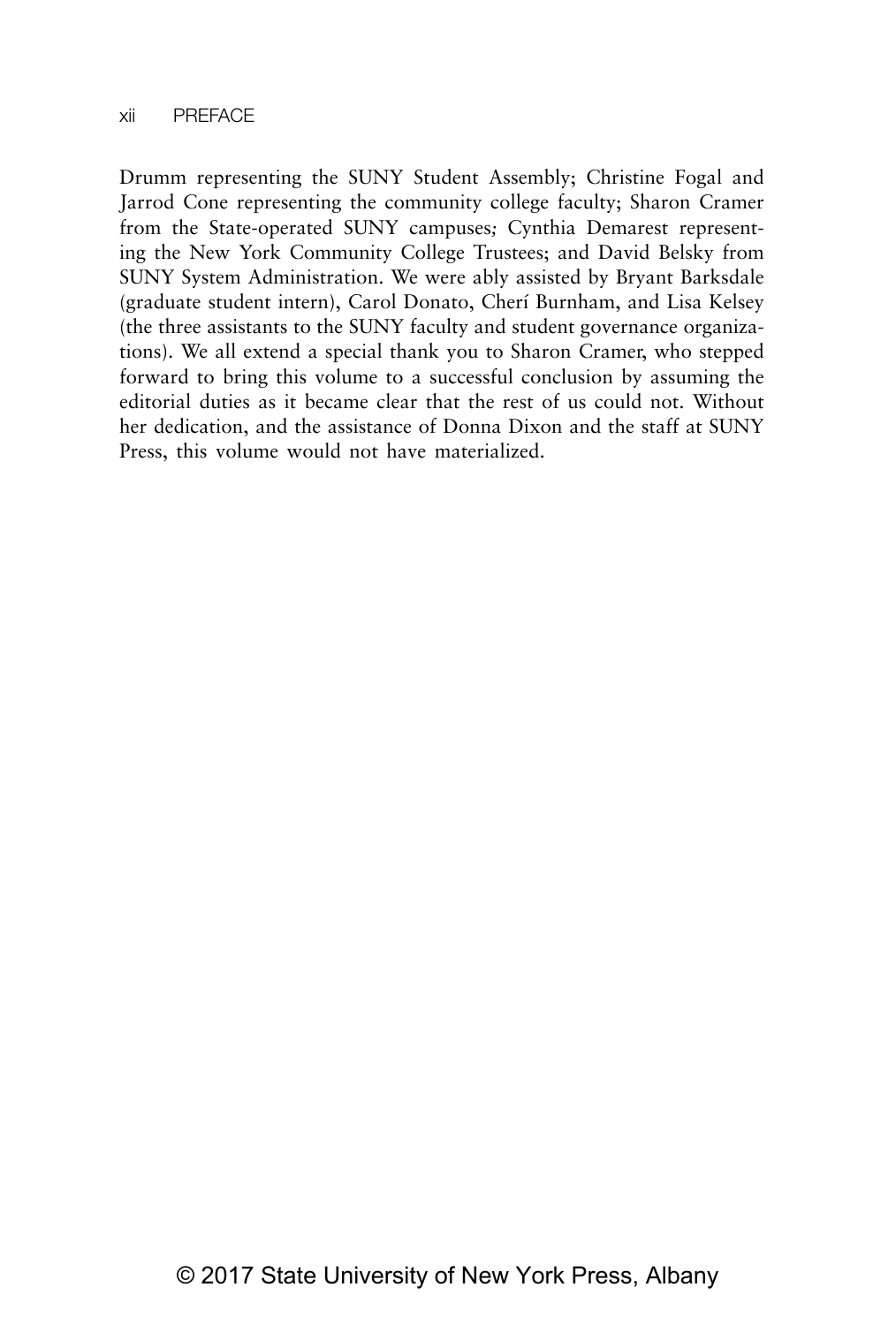Drumm representing the SUNY Student Assembly; Christine Fogal and Jarrod Cone representing the community college faculty; Sharon Cramer from the State-operated SUNY campuses; Cynthia Demarest representing the New York Community College Trustees; and David Belsky from SUNY System Administration. We were ably assisted by Bryant Barksdale (graduate student intern), Carol Donato, Cherí Burnham, and Lisa Kelsey (the three assistants to the SUNY faculty and student governance organizations). We all extend a special thank you to Sharon Cramer, who stepped forward to bring this volume to a successful conclusion by assuming the editorial duties as it became clear that the rest of us could not. Without her dedication, and the assistance of Donna Dixon and the staff at SUNY Press, this volume would not have materialized.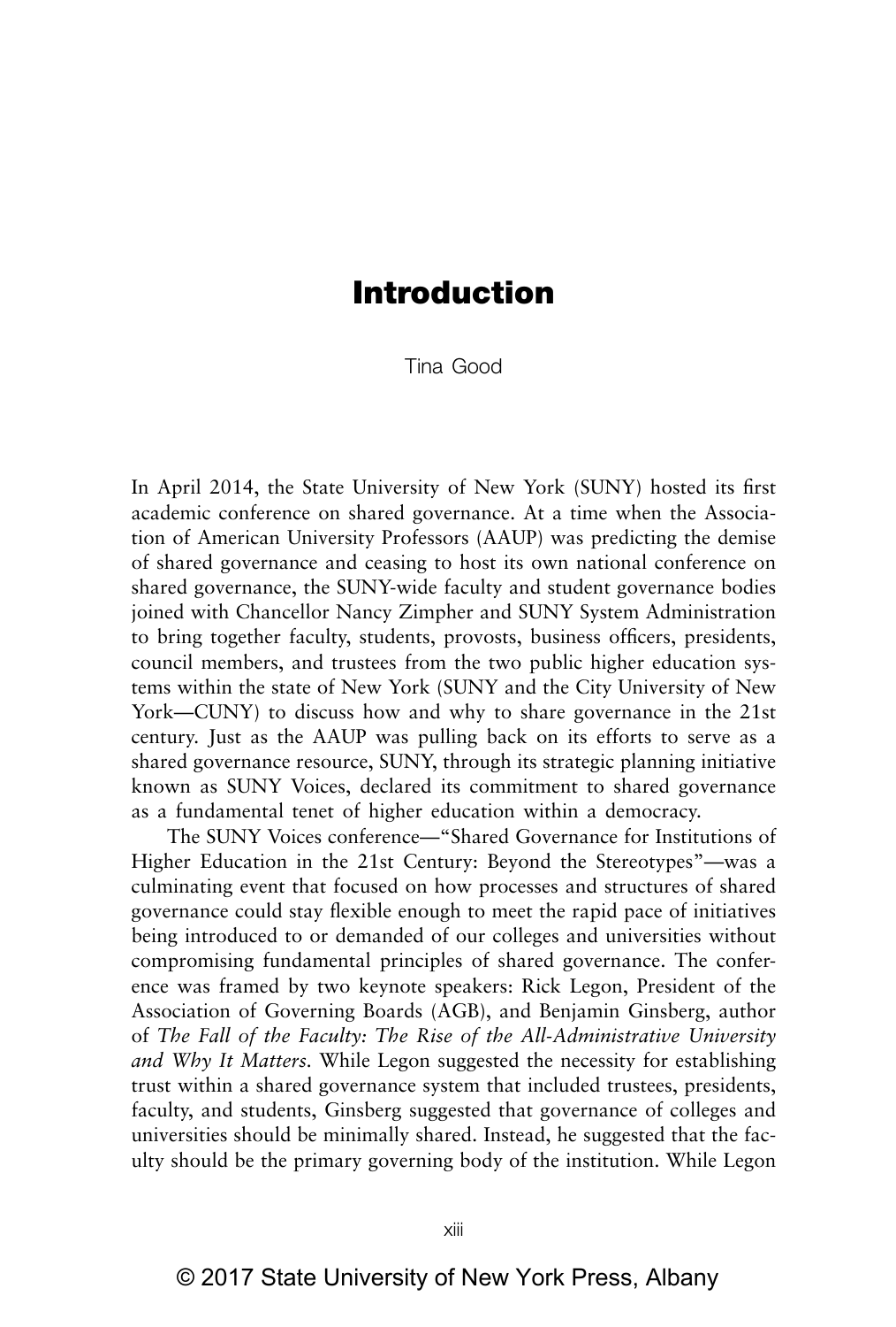# Introduction

Tina Good

In April 2014, the State University of New York (SUNY) hosted its first academic conference on shared governance. At a time when the Association of American University Professors (AAUP) was predicting the demise of shared governance and ceasing to host its own national conference on shared governance, the SUNY-wide faculty and student governance bodies joined with Chancellor Nancy Zimpher and SUNY System Administration to bring together faculty, students, provosts, business officers, presidents, council members, and trustees from the two public higher education systems within the state of New York (SUNY and the City University of New York—CUNY) to discuss how and why to share governance in the 21st century. Just as the AAUP was pulling back on its efforts to serve as a shared governance resource, SUNY, through its strategic planning initiative known as SUNY Voices, declared its commitment to shared governance as a fundamental tenet of higher education within a democracy.

The SUNY Voices conference—"Shared Governance for Institutions of Higher Education in the 21st Century: Beyond the Stereotypes"—was a culminating event that focused on how processes and structures of shared governance could stay flexible enough to meet the rapid pace of initiatives being introduced to or demanded of our colleges and universities without compromising fundamental principles of shared governance. The conference was framed by two keynote speakers: Rick Legon, President of the Association of Governing Boards (AGB), and Benjamin Ginsberg, author of *The Fall of the Faculty: The Rise of the All-Administrative University and Why It Matters*. While Legon suggested the necessity for establishing trust within a shared governance system that included trustees, presidents, faculty, and students, Ginsberg suggested that governance of colleges and universities should be minimally shared. Instead, he suggested that the faculty should be the primary governing body of the institution. While Legon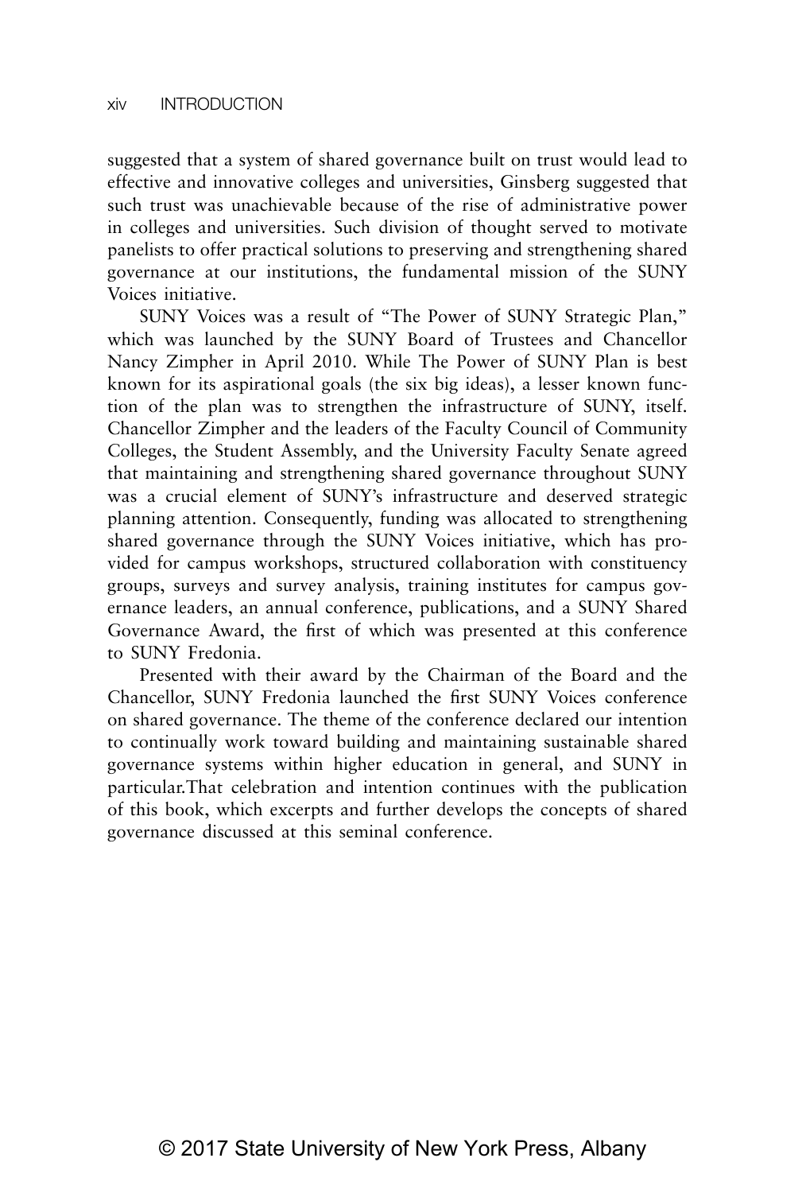suggested that a system of shared governance built on trust would lead to effective and innovative colleges and universities, Ginsberg suggested that such trust was unachievable because of the rise of administrative power in colleges and universities. Such division of thought served to motivate panelists to offer practical solutions to preserving and strengthening shared governance at our institutions, the fundamental mission of the SUNY Voices initiative.

SUNY Voices was a result of "The Power of SUNY Strategic Plan," which was launched by the SUNY Board of Trustees and Chancellor Nancy Zimpher in April 2010. While The Power of SUNY Plan is best known for its aspirational goals (the six big ideas), a lesser known function of the plan was to strengthen the infrastructure of SUNY, itself. Chancellor Zimpher and the leaders of the Faculty Council of Community Colleges, the Student Assembly, and the University Faculty Senate agreed that maintaining and strengthening shared governance throughout SUNY was a crucial element of SUNY's infrastructure and deserved strategic planning attention. Consequently, funding was allocated to strengthening shared governance through the SUNY Voices initiative, which has provided for campus workshops, structured collaboration with constituency groups, surveys and survey analysis, training institutes for campus governance leaders, an annual conference, publications, and a SUNY Shared Governance Award, the first of which was presented at this conference to SUNY Fredonia.

Presented with their award by the Chairman of the Board and the Chancellor, SUNY Fredonia launched the first SUNY Voices conference on shared governance. The theme of the conference declared our intention to continually work toward building and maintaining sustainable shared governance systems within higher education in general, and SUNY in particular.That celebration and intention continues with the publication of this book, which excerpts and further develops the concepts of shared governance discussed at this seminal conference.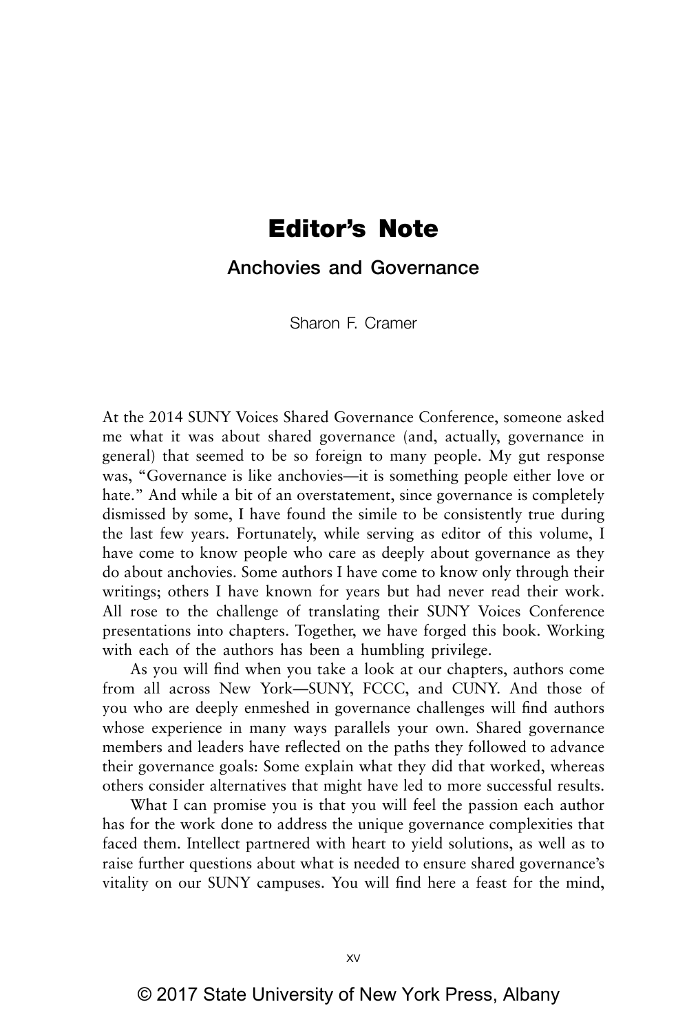# Editor's Note

## Anchovies and Governance

Sharon F. Cramer

At the 2014 SUNY Voices Shared Governance Conference, someone asked me what it was about shared governance (and, actually, governance in general) that seemed to be so foreign to many people. My gut response was, "Governance is like anchovies—it is something people either love or hate." And while a bit of an overstatement, since governance is completely dismissed by some, I have found the simile to be consistently true during the last few years. Fortunately, while serving as editor of this volume, I have come to know people who care as deeply about governance as they do about anchovies. Some authors I have come to know only through their writings; others I have known for years but had never read their work. All rose to the challenge of translating their SUNY Voices Conference presentations into chapters. Together, we have forged this book. Working with each of the authors has been a humbling privilege.

As you will find when you take a look at our chapters, authors come from all across New York—SUNY, FCCC, and CUNY. And those of you who are deeply enmeshed in governance challenges will find authors whose experience in many ways parallels your own. Shared governance members and leaders have reflected on the paths they followed to advance their governance goals: Some explain what they did that worked, whereas others consider alternatives that might have led to more successful results.

What I can promise you is that you will feel the passion each author has for the work done to address the unique governance complexities that faced them. Intellect partnered with heart to yield solutions, as well as to raise further questions about what is needed to ensure shared governance's vitality on our SUNY campuses. You will find here a feast for the mind,

© 2017 State University of New York Press, Albany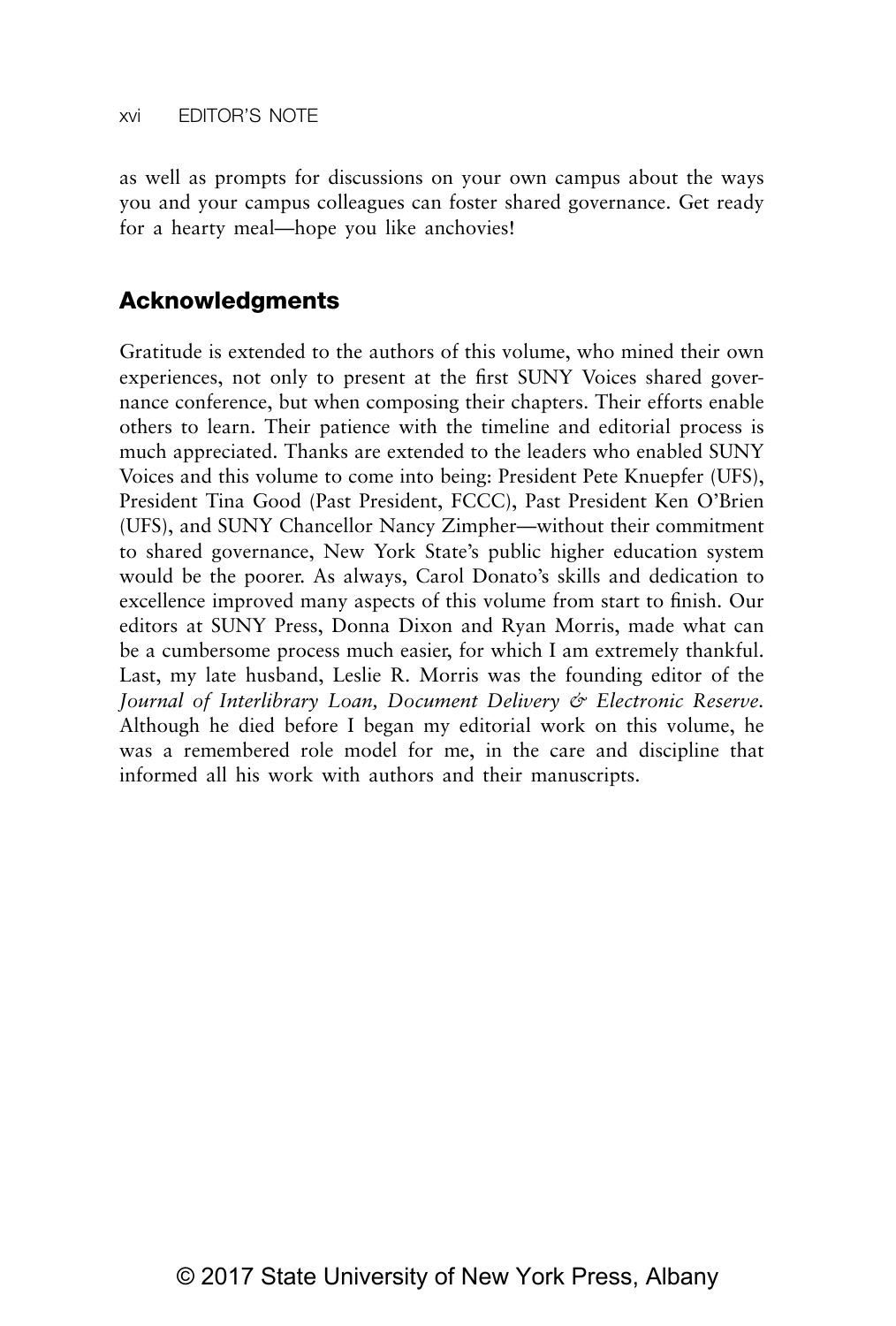as well as prompts for discussions on your own campus about the ways you and your campus colleagues can foster shared governance. Get ready for a hearty meal—hope you like anchovies!

## Acknowledgments

Gratitude is extended to the authors of this volume, who mined their own experiences, not only to present at the first SUNY Voices shared governance conference, but when composing their chapters. Their efforts enable others to learn. Their patience with the timeline and editorial process is much appreciated. Thanks are extended to the leaders who enabled SUNY Voices and this volume to come into being: President Pete Knuepfer (UFS), President Tina Good (Past President, FCCC), Past President Ken O'Brien (UFS), and SUNY Chancellor Nancy Zimpher—without their commitment to shared governance, New York State's public higher education system would be the poorer. As always, Carol Donato's skills and dedication to excellence improved many aspects of this volume from start to finish. Our editors at SUNY Press, Donna Dixon and Ryan Morris, made what can be a cumbersome process much easier, for which I am extremely thankful. Last, my late husband, Leslie R. Morris was the founding editor of the *Journal of Interlibrary Loan, Document Delivery & Electronic Reserve*. Although he died before I began my editorial work on this volume, he was a remembered role model for me, in the care and discipline that informed all his work with authors and their manuscripts.

© 2017 State University of New York Press, Albany